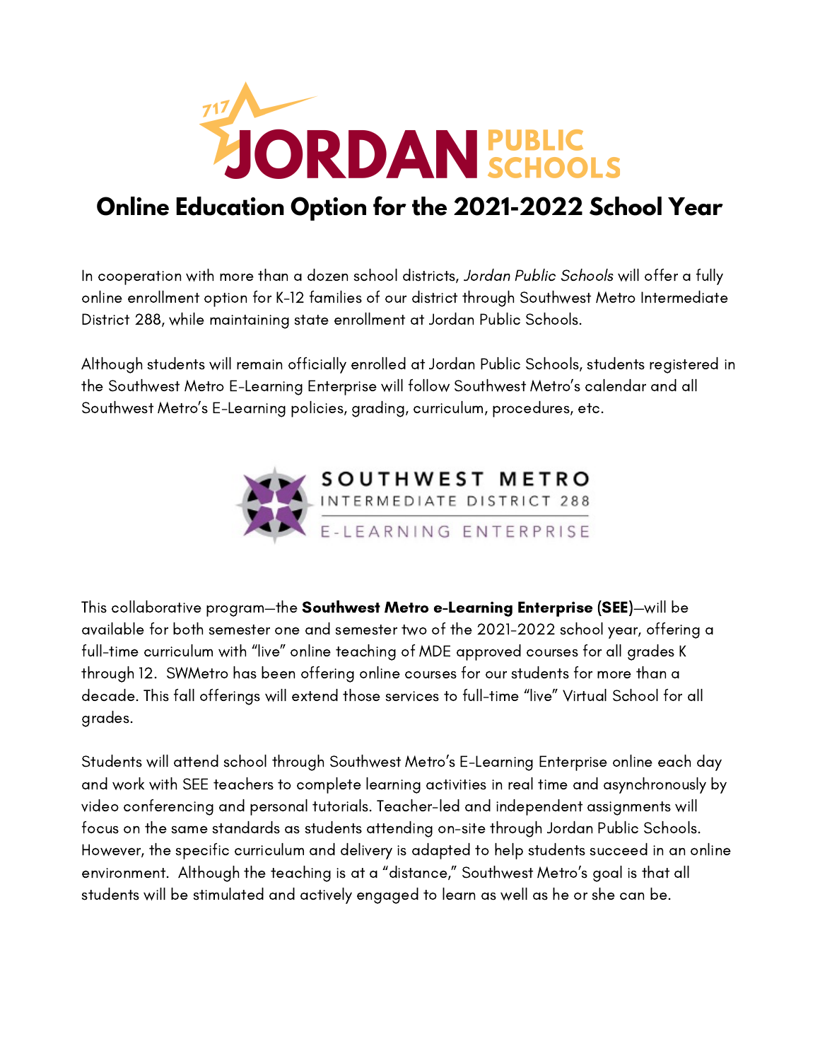# Online Education Option for the 2021-2022 School Year

In cooperation with more than a dozen school districts, *Jordan Public Schools* will offer a fully online enrollment option for K-12 families of our district through Southwest Metro Intermediate District 288, while maintaining state enrollment at Jordan Public Schools.

Although students will remain officially enrolled at Jordan Public Schools, students registered in the Southwest Metro E-Learning Enterprise will follow Southwest Metro's calendar and all Southwest Metro's E-Learning policies, grading, curriculum, procedures, etc.

This collaborative program—the **Southwest Metro e-Learning Enterprise (SEE)**—will be available for both semester one and semester two of the 2021-2022 school year, offering a full-time curriculum with "live" online teaching of MDE approved courses for all grades K through 12. SWMetro has been offering online courses for our students for more than a decade. This fall offerings will extend those services to full-time "live" Virtual School for all grades.

Students will attend school through Southwest Metro's E-Learning Enterprise online each day and work with SEE teachers to complete learning activities in real time and asynchronously by video conferencing and personal tutorials. Teacher-led and independent assignments will focus on the same standards as students attending on-site through Jordan Public Schools. However, the specific curriculum and delivery is adapted to help students succeed in an online environment. Although the teaching is at a "distance," Southwest Metro's goal is that all students will be stimulated and actively engaged to learn as well as he or she can be.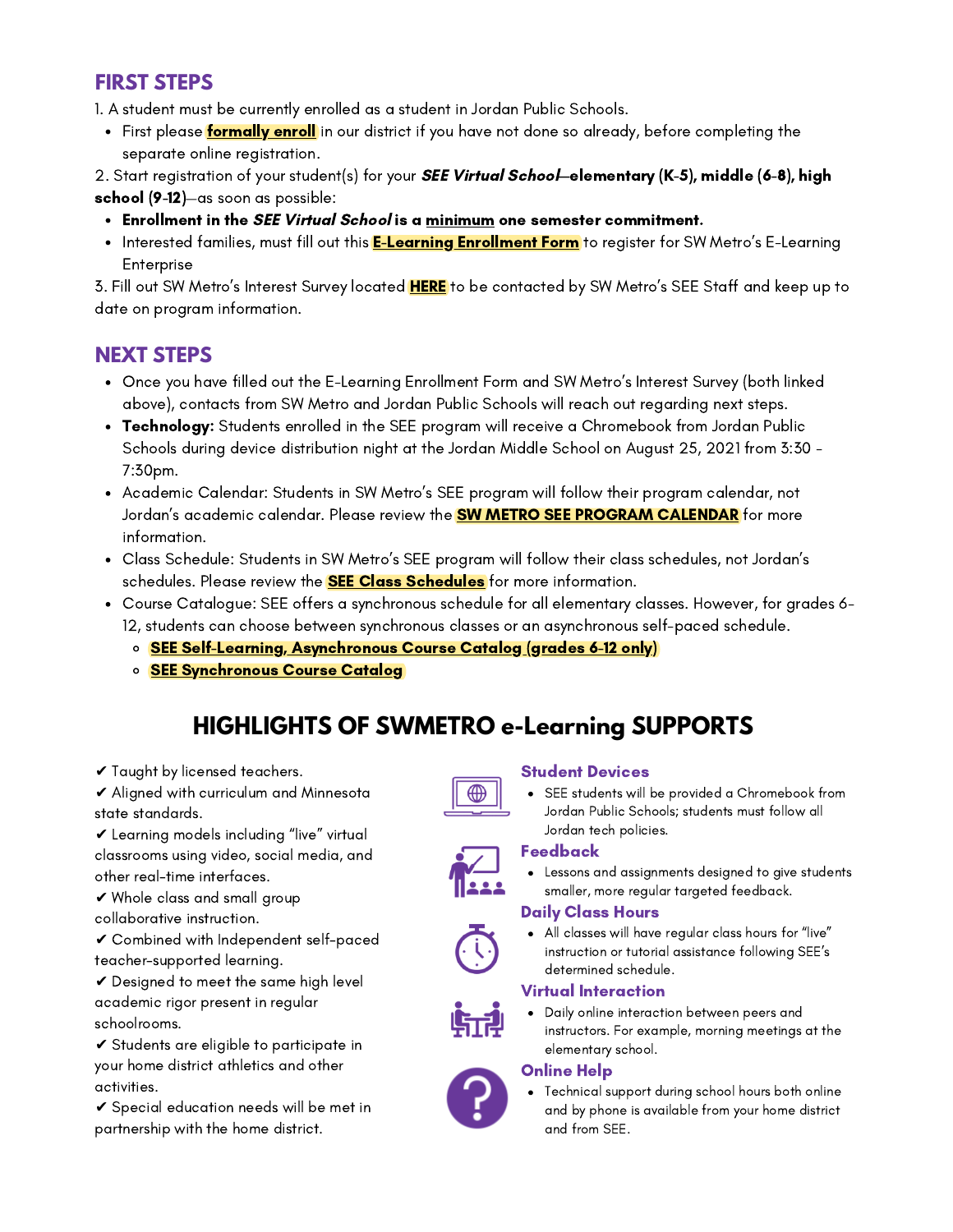## FIRST STEPS

1. A student must be currently enrolled as a student in Jordan Public Schools.
   - First please **formally enroll** in our district if you have not done so already, before completing the separate online registration.
2. Start registration of your student(s) for your ***SEE Virtual School*—elementary (K-5), middle (6-8), high school (9-12)**—as soon as possible:
   - **Enrollment in the *SEE Virtual School* is a minimum one semester commitment.**
   - Interested families, must fill out this **E-Learning Enrollment Form** to register for SW Metro's E-Learning Enterprise
3. Fill out SW Metro's Interest Survey located **HERE** to be contacted by SW Metro's SEE Staff and keep up to date on program information.

## NEXT STEPS

- Once you have filled out the E-Learning Enrollment Form and SW Metro's Interest Survey (both linked above), contacts from SW Metro and Jordan Public Schools will reach out regarding next steps.
- **Technology:** Students enrolled in the SEE program will receive a Chromebook from Jordan Public Schools during device distribution night at the Jordan Middle School on August 25, 2021 from 3:30 - 7:30pm.
- Academic Calendar: Students in SW Metro's SEE program will follow their program calendar, not Jordan's academic calendar. Please review the **SW METRO SEE PROGRAM CALENDAR** for more information.
- Class Schedule: Students in SW Metro's SEE program will follow their class schedules, not Jordan's schedules. Please review the **SEE Class Schedules** for more information.
- Course Catalogue: SEE offers a synchronous schedule for all elementary classes. However, for grades 6-12, students can choose between synchronous classes or an asynchronous self-paced schedule.
  - **SEE Self-Learning, Asynchronous Course Catalog (grades 6-12 only)**
  - **SEE Synchronous Course Catalog**

## HIGHLIGHTS OF SWMETRO e-Learning SUPPORTS

✔ Taught by licensed teachers.
✔ Aligned with curriculum and Minnesota state standards.
✔ Learning models including "live" virtual classrooms using video, social media, and other real-time interfaces.
✔ Whole class and small group collaborative instruction.
✔ Combined with Independent self-paced teacher-supported learning.
✔ Designed to meet the same high level academic rigor present in regular schoolrooms.
✔ Students are eligible to participate in your home district athletics and other activities.
✔ Special education needs will be met in partnership with the home district.

### Student Devices

- SEE students will be provided a Chromebook from Jordan Public Schools; students must follow all Jordan tech policies.

### Feedback

- Lessons and assignments designed to give students smaller, more regular targeted feedback.

### Daily Class Hours

- All classes will have regular class hours for "live" instruction or tutorial assistance following SEE's determined schedule.

### Virtual Interaction

- Daily online interaction between peers and instructors. For example, morning meetings at the elementary school.

### Online Help

- Technical support during school hours both online and by phone is available from your home district and from SEE.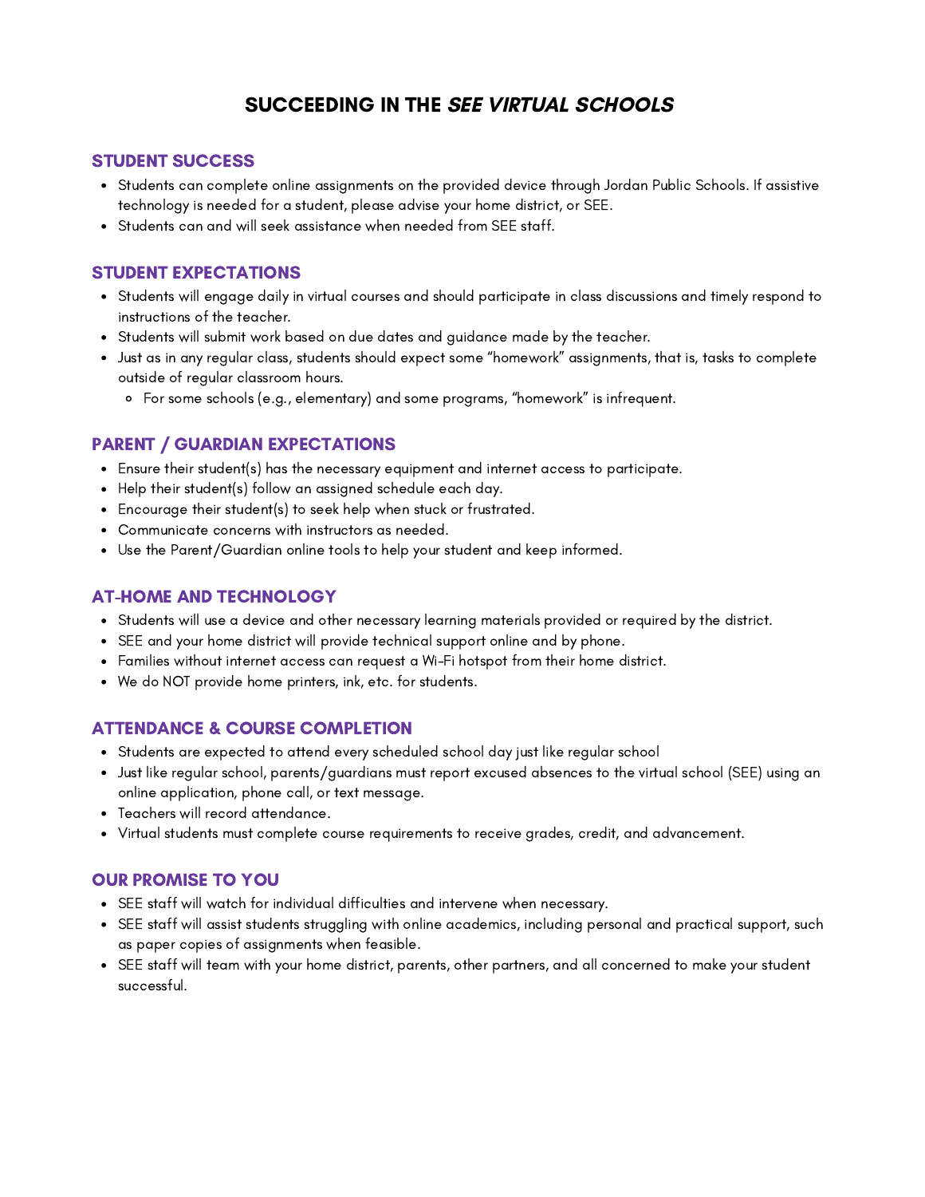# SUCCEEDING IN THE *SEE VIRTUAL SCHOOLS*

## STUDENT SUCCESS

- Students can complete online assignments on the provided device through Jordan Public Schools. If assistive technology is needed for a student, please advise your home district, or SEE.
- Students can and will seek assistance when needed from SEE staff.

## STUDENT EXPECTATIONS

- Students will engage daily in virtual courses and should participate in class discussions and timely respond to instructions of the teacher.
- Students will submit work based on due dates and guidance made by the teacher.
- Just as in any regular class, students should expect some "homework" assignments, that is, tasks to complete outside of regular classroom hours.
  - For some schools (e.g., elementary) and some programs, "homework" is infrequent.

## PARENT / GUARDIAN EXPECTATIONS

- Ensure their student(s) has the necessary equipment and internet access to participate.
- Help their student(s) follow an assigned schedule each day.
- Encourage their student(s) to seek help when stuck or frustrated.
- Communicate concerns with instructors as needed.
- Use the Parent/Guardian online tools to help your student and keep informed.

## AT-HOME AND TECHNOLOGY

- Students will use a device and other necessary learning materials provided or required by the district.
- SEE and your home district will provide technical support online and by phone.
- Families without internet access can request a Wi-Fi hotspot from their home district.
- We do NOT provide home printers, ink, etc. for students.

## ATTENDANCE & COURSE COMPLETION

- Students are expected to attend every scheduled school day just like regular school
- Just like regular school, parents/guardians must report excused absences to the virtual school (SEE) using an online application, phone call, or text message.
- Teachers will record attendance.
- Virtual students must complete course requirements to receive grades, credit, and advancement.

## OUR PROMISE TO YOU

- SEE staff will watch for individual difficulties and intervene when necessary.
- SEE staff will assist students struggling with online academics, including personal and practical support, such as paper copies of assignments when feasible.
- SEE staff will team with your home district, parents, other partners, and all concerned to make your student successful.